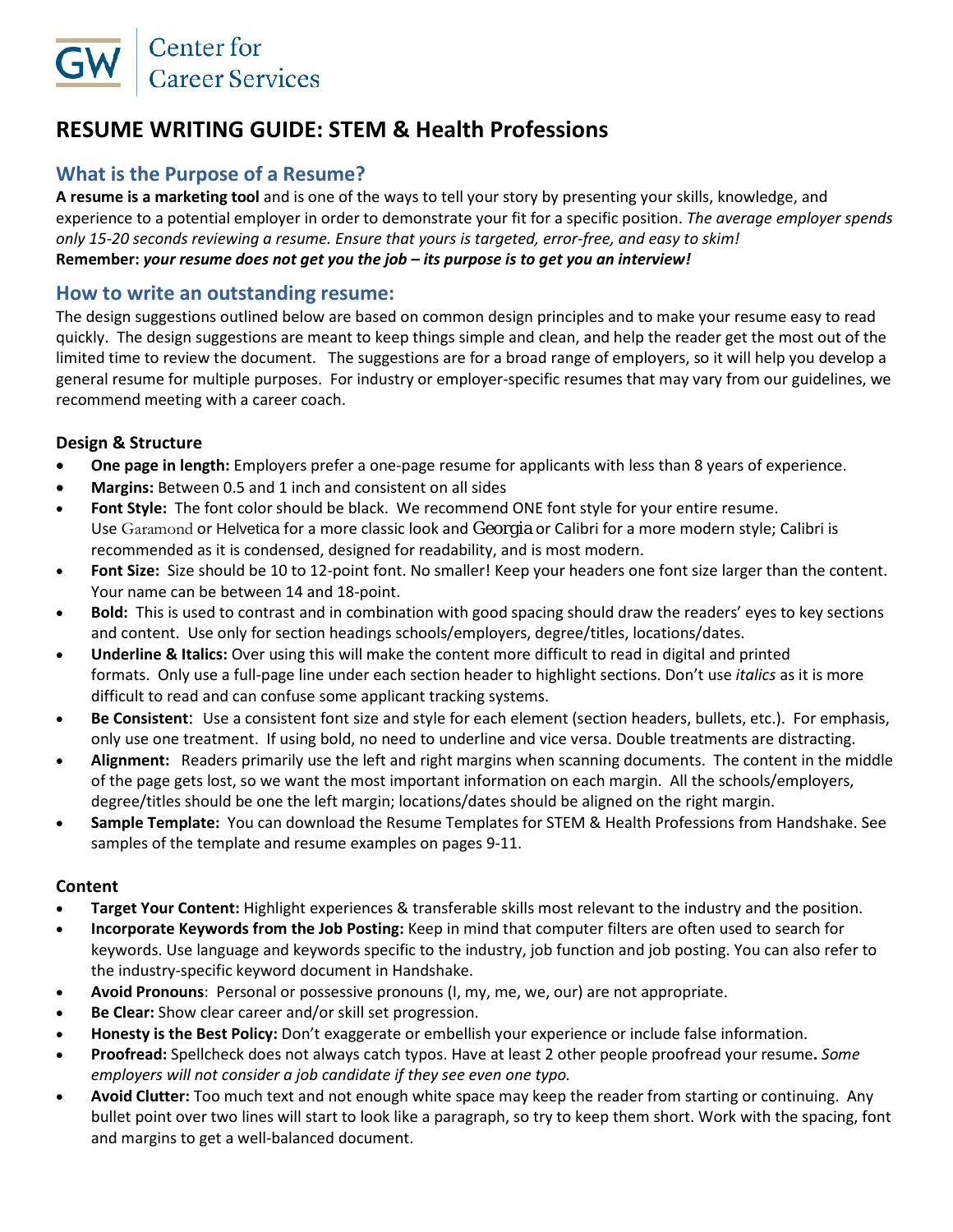GW | Center for Career Services

# RESUME WRITING GUIDE: STEM & Health Professions

## What is the Purpose of a Resume?

**A resume is a marketing tool** and is one of the ways to tell your story by presenting your skills, knowledge, and experience to a potential employer in order to demonstrate your fit for a specific position. *The average employer spends only 15-20 seconds reviewing a resume. Ensure that yours is targeted, error-free, and easy to skim!*
**Remember:** ***your resume does not get you the job – its purpose is to get you an interview!***

## How to write an outstanding resume:

The design suggestions outlined below are based on common design principles and to make your resume easy to read quickly. The design suggestions are meant to keep things simple and clean, and help the reader get the most out of the limited time to review the document. The suggestions are for a broad range of employers, so it will help you develop a general resume for multiple purposes. For industry or employer-specific resumes that may vary from our guidelines, we recommend meeting with a career coach.

### Design & Structure

- **One page in length:** Employers prefer a one-page resume for applicants with less than 8 years of experience.
- **Margins:** Between 0.5 and 1 inch and consistent on all sides
- **Font Style:** The font color should be black. We recommend ONE font style for your entire resume. Use Garamond or Helvetica for a more classic look and Georgia or Calibri for a more modern style; Calibri is recommended as it is condensed, designed for readability, and is most modern.
- **Font Size:** Size should be 10 to 12-point font. No smaller! Keep your headers one font size larger than the content. Your name can be between 14 and 18-point.
- **Bold:** This is used to contrast and in combination with good spacing should draw the readers' eyes to key sections and content. Use only for section headings schools/employers, degree/titles, locations/dates.
- **Underline & Italics:** Over using this will make the content more difficult to read in digital and printed formats. Only use a full-page line under each section header to highlight sections. Don't use *italics* as it is more difficult to read and can confuse some applicant tracking systems.
- **Be Consistent**: Use a consistent font size and style for each element (section headers, bullets, etc.). For emphasis, only use one treatment. If using bold, no need to underline and vice versa. Double treatments are distracting.
- **Alignment:** Readers primarily use the left and right margins when scanning documents. The content in the middle of the page gets lost, so we want the most important information on each margin. All the schools/employers, degree/titles should be one the left margin; locations/dates should be aligned on the right margin.
- **Sample Template:** You can download the Resume Templates for STEM & Health Professions from Handshake. See samples of the template and resume examples on pages 9-11.

### Content

- **Target Your Content:** Highlight experiences & transferable skills most relevant to the industry and the position.
- **Incorporate Keywords from the Job Posting:** Keep in mind that computer filters are often used to search for keywords. Use language and keywords specific to the industry, job function and job posting. You can also refer to the industry-specific keyword document in Handshake.
- **Avoid Pronouns**: Personal or possessive pronouns (I, my, me, we, our) are not appropriate.
- **Be Clear:** Show clear career and/or skill set progression.
- **Honesty is the Best Policy:** Don't exaggerate or embellish your experience or include false information.
- **Proofread:** Spellcheck does not always catch typos. Have at least 2 other people proofread your resume**.** *Some employers will not consider a job candidate if they see even one typo.*
- **Avoid Clutter:** Too much text and not enough white space may keep the reader from starting or continuing. Any bullet point over two lines will start to look like a paragraph, so try to keep them short. Work with the spacing, font and margins to get a well-balanced document.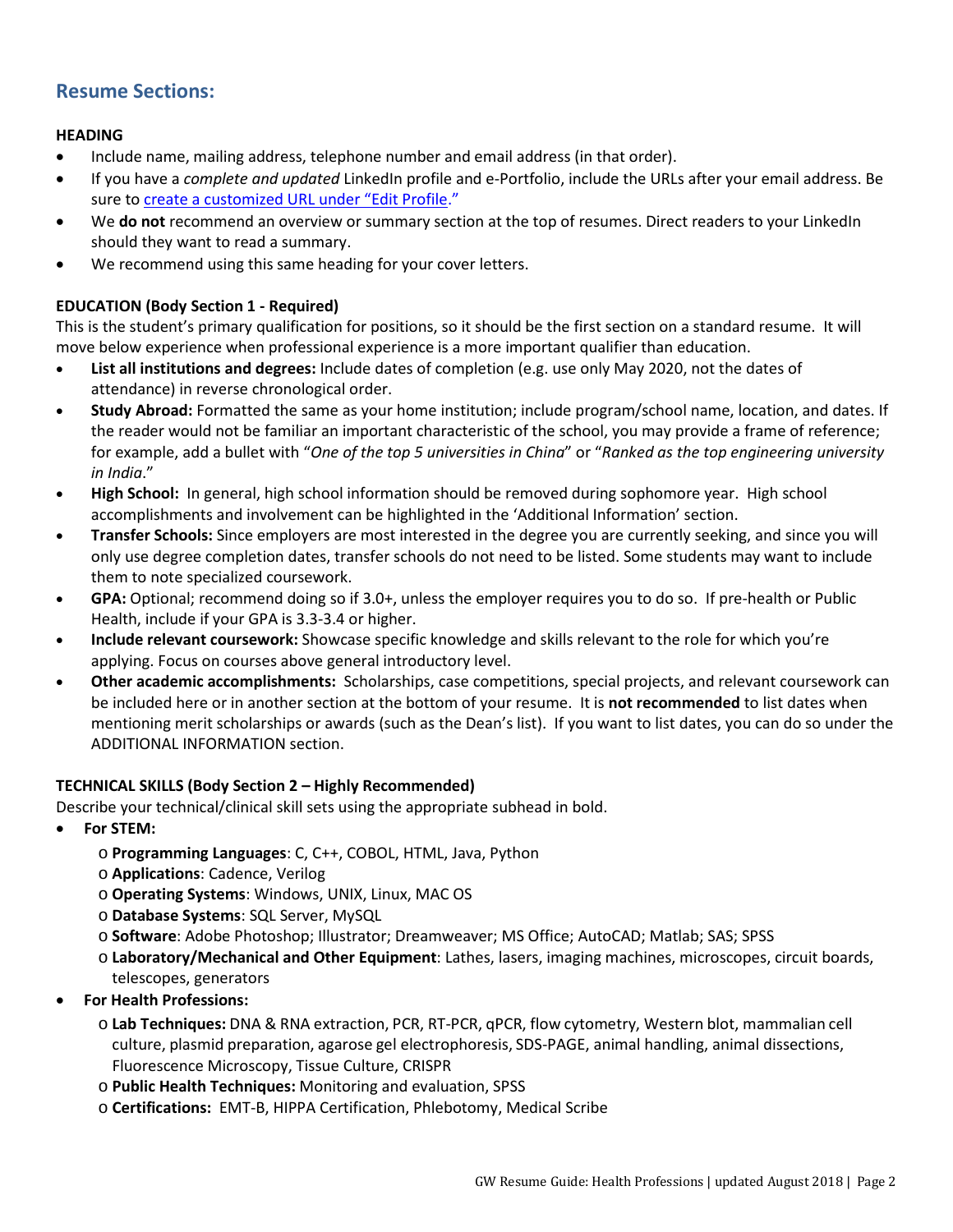## Resume Sections:

**HEADING**

- Include name, mailing address, telephone number and email address (in that order).
- If you have a *complete and updated* LinkedIn profile and e-Portfolio, include the URLs after your email address. Be sure to create a customized URL under "Edit Profile."
- We **do not** recommend an overview or summary section at the top of resumes. Direct readers to your LinkedIn should they want to read a summary.
- We recommend using this same heading for your cover letters.

**EDUCATION (Body Section 1 - Required)**

This is the student's primary qualification for positions, so it should be the first section on a standard resume. It will move below experience when professional experience is a more important qualifier than education.

- **List all institutions and degrees:** Include dates of completion (e.g. use only May 2020, not the dates of attendance) in reverse chronological order.
- **Study Abroad:** Formatted the same as your home institution; include program/school name, location, and dates. If the reader would not be familiar an important characteristic of the school, you may provide a frame of reference; for example, add a bullet with "*One of the top 5 universities in China*" or "*Ranked as the top engineering university in India*."
- **High School:** In general, high school information should be removed during sophomore year. High school accomplishments and involvement can be highlighted in the 'Additional Information' section.
- **Transfer Schools:** Since employers are most interested in the degree you are currently seeking, and since you will only use degree completion dates, transfer schools do not need to be listed. Some students may want to include them to note specialized coursework.
- **GPA:** Optional; recommend doing so if 3.0+, unless the employer requires you to do so. If pre-health or Public Health, include if your GPA is 3.3-3.4 or higher.
- **Include relevant coursework:** Showcase specific knowledge and skills relevant to the role for which you're applying. Focus on courses above general introductory level.
- **Other academic accomplishments:** Scholarships, case competitions, special projects, and relevant coursework can be included here or in another section at the bottom of your resume. It is **not recommended** to list dates when mentioning merit scholarships or awards (such as the Dean's list). If you want to list dates, you can do so under the ADDITIONAL INFORMATION section.

**TECHNICAL SKILLS (Body Section 2 – Highly Recommended)**

Describe your technical/clinical skill sets using the appropriate subhead in bold.

- **For STEM:**
  - **Programming Languages**: C, C++, COBOL, HTML, Java, Python
  - **Applications**: Cadence, Verilog
  - **Operating Systems**: Windows, UNIX, Linux, MAC OS
  - **Database Systems**: SQL Server, MySQL
  - **Software**: Adobe Photoshop; Illustrator; Dreamweaver; MS Office; AutoCAD; Matlab; SAS; SPSS
  - **Laboratory/Mechanical and Other Equipment**: Lathes, lasers, imaging machines, microscopes, circuit boards, telescopes, generators
- **For Health Professions:**
  - **Lab Techniques:** DNA & RNA extraction, PCR, RT-PCR, qPCR, flow cytometry, Western blot, mammalian cell culture, plasmid preparation, agarose gel electrophoresis, SDS-PAGE, animal handling, animal dissections, Fluorescence Microscopy, Tissue Culture, CRISPR
  - **Public Health Techniques:** Monitoring and evaluation, SPSS
  - **Certifications:** EMT-B, HIPPA Certification, Phlebotomy, Medical Scribe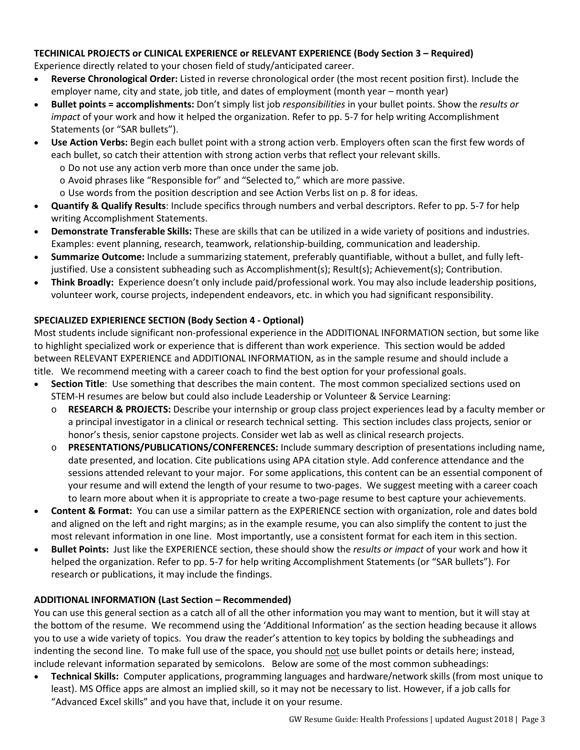**TECHINICAL PROJECTS or CLINICAL EXPERIENCE or RELEVANT EXPERIENCE (Body Section 3 – Required)**

Experience directly related to your chosen field of study/anticipated career.

- **Reverse Chronological Order:** Listed in reverse chronological order (the most recent position first). Include the employer name, city and state, job title, and dates of employment (month year – month year)
- **Bullet points = accomplishments:** Don't simply list job *responsibilities* in your bullet points. Show the *results or impact* of your work and how it helped the organization. Refer to pp. 5-7 for help writing Accomplishment Statements (or "SAR bullets").
- **Use Action Verbs:** Begin each bullet point with a strong action verb. Employers often scan the first few words of each bullet, so catch their attention with strong action verbs that reflect your relevant skills.
  - Do not use any action verb more than once under the same job.
  - Avoid phrases like "Responsible for" and "Selected to," which are more passive.
  - Use words from the position description and see Action Verbs list on p. 8 for ideas.
- **Quantify & Qualify Results**: Include specifics through numbers and verbal descriptors. Refer to pp. 5-7 for help writing Accomplishment Statements.
- **Demonstrate Transferable Skills:** These are skills that can be utilized in a wide variety of positions and industries. Examples: event planning, research, teamwork, relationship-building, communication and leadership.
- **Summarize Outcome:** Include a summarizing statement, preferably quantifiable, without a bullet, and fully left-justified. Use a consistent subheading such as Accomplishment(s); Result(s); Achievement(s); Contribution.
- **Think Broadly:** Experience doesn't only include paid/professional work. You may also include leadership positions, volunteer work, course projects, independent endeavors, etc. in which you had significant responsibility.

**SPECIALIZED EXPIERIENCE SECTION (Body Section 4 - Optional)**

Most students include significant non-professional experience in the ADDITIONAL INFORMATION section, but some like to highlight specialized work or experience that is different than work experience. This section would be added between RELEVANT EXPERIENCE and ADDITIONAL INFORMATION, as in the sample resume and should include a title. We recommend meeting with a career coach to find the best option for your professional goals.

- **Section Title**: Use something that describes the main content. The most common specialized sections used on STEM-H resumes are below but could also include Leadership or Volunteer & Service Learning:
  - **RESEARCH & PROJECTS:** Describe your internship or group class project experiences lead by a faculty member or a principal investigator in a clinical or research technical setting. This section includes class projects, senior or honor's thesis, senior capstone projects. Consider wet lab as well as clinical research projects.
  - **PRESENTATIONS/PUBLICATIONS/CONFERENCES:** Include summary description of presentations including name, date presented, and location. Cite publications using APA citation style. Add conference attendance and the sessions attended relevant to your major. For some applications, this content can be an essential component of your resume and will extend the length of your resume to two-pages. We suggest meeting with a career coach to learn more about when it is appropriate to create a two-page resume to best capture your achievements.
- **Content & Format:** You can use a similar pattern as the EXPERIENCE section with organization, role and dates bold and aligned on the left and right margins; as in the example resume, you can also simplify the content to just the most relevant information in one line. Most importantly, use a consistent format for each item in this section.
- **Bullet Points:** Just like the EXPERIENCE section, these should show the *results or impact* of your work and how it helped the organization. Refer to pp. 5-7 for help writing Accomplishment Statements (or "SAR bullets"). For research or publications, it may include the findings.

**ADDITIONAL INFORMATION (Last Section – Recommended)**

You can use this general section as a catch all of all the other information you may want to mention, but it will stay at the bottom of the resume. We recommend using the 'Additional Information' as the section heading because it allows you to use a wide variety of topics. You draw the reader's attention to key topics by bolding the subheadings and indenting the second line. To make full use of the space, you should not use bullet points or details here; instead, include relevant information separated by semicolons. Below are some of the most common subheadings:

- **Technical Skills:** Computer applications, programming languages and hardware/network skills (from most unique to least). MS Office apps are almost an implied skill, so it may not be necessary to list. However, if a job calls for "Advanced Excel skills" and you have that, include it on your resume.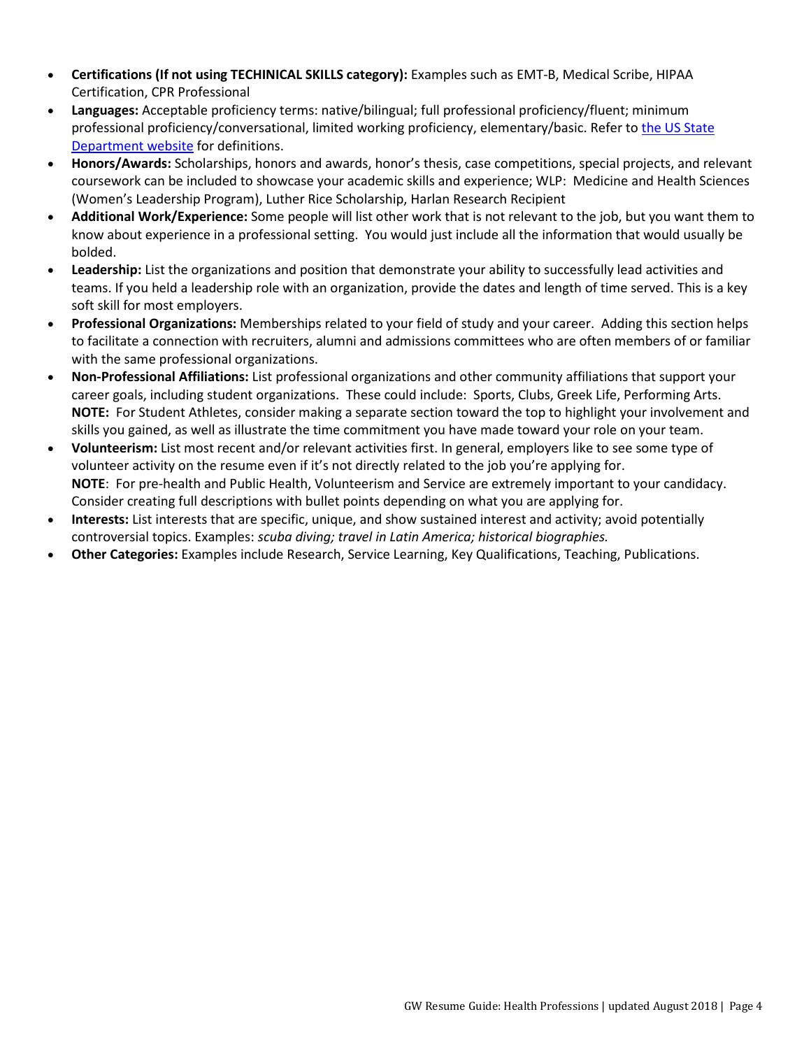- **Certifications (If not using TECHINICAL SKILLS category):** Examples such as EMT-B, Medical Scribe, HIPAA Certification, CPR Professional
- **Languages:** Acceptable proficiency terms: native/bilingual; full professional proficiency/fluent; minimum professional proficiency/conversational, limited working proficiency, elementary/basic. Refer to the US State Department website for definitions.
- **Honors/Awards:** Scholarships, honors and awards, honor's thesis, case competitions, special projects, and relevant coursework can be included to showcase your academic skills and experience; WLP: Medicine and Health Sciences (Women's Leadership Program), Luther Rice Scholarship, Harlan Research Recipient
- **Additional Work/Experience:** Some people will list other work that is not relevant to the job, but you want them to know about experience in a professional setting. You would just include all the information that would usually be bolded.
- **Leadership:** List the organizations and position that demonstrate your ability to successfully lead activities and teams. If you held a leadership role with an organization, provide the dates and length of time served. This is a key soft skill for most employers.
- **Professional Organizations:** Memberships related to your field of study and your career. Adding this section helps to facilitate a connection with recruiters, alumni and admissions committees who are often members of or familiar with the same professional organizations.
- **Non-Professional Affiliations:** List professional organizations and other community affiliations that support your career goals, including student organizations. These could include: Sports, Clubs, Greek Life, Performing Arts. **NOTE:** For Student Athletes, consider making a separate section toward the top to highlight your involvement and skills you gained, as well as illustrate the time commitment you have made toward your role on your team.
- **Volunteerism:** List most recent and/or relevant activities first. In general, employers like to see some type of volunteer activity on the resume even if it's not directly related to the job you're applying for. **NOTE**: For pre-health and Public Health, Volunteerism and Service are extremely important to your candidacy. Consider creating full descriptions with bullet points depending on what you are applying for.
- **Interests:** List interests that are specific, unique, and show sustained interest and activity; avoid potentially controversial topics. Examples: *scuba diving; travel in Latin America; historical biographies.*
- **Other Categories:** Examples include Research, Service Learning, Key Qualifications, Teaching, Publications.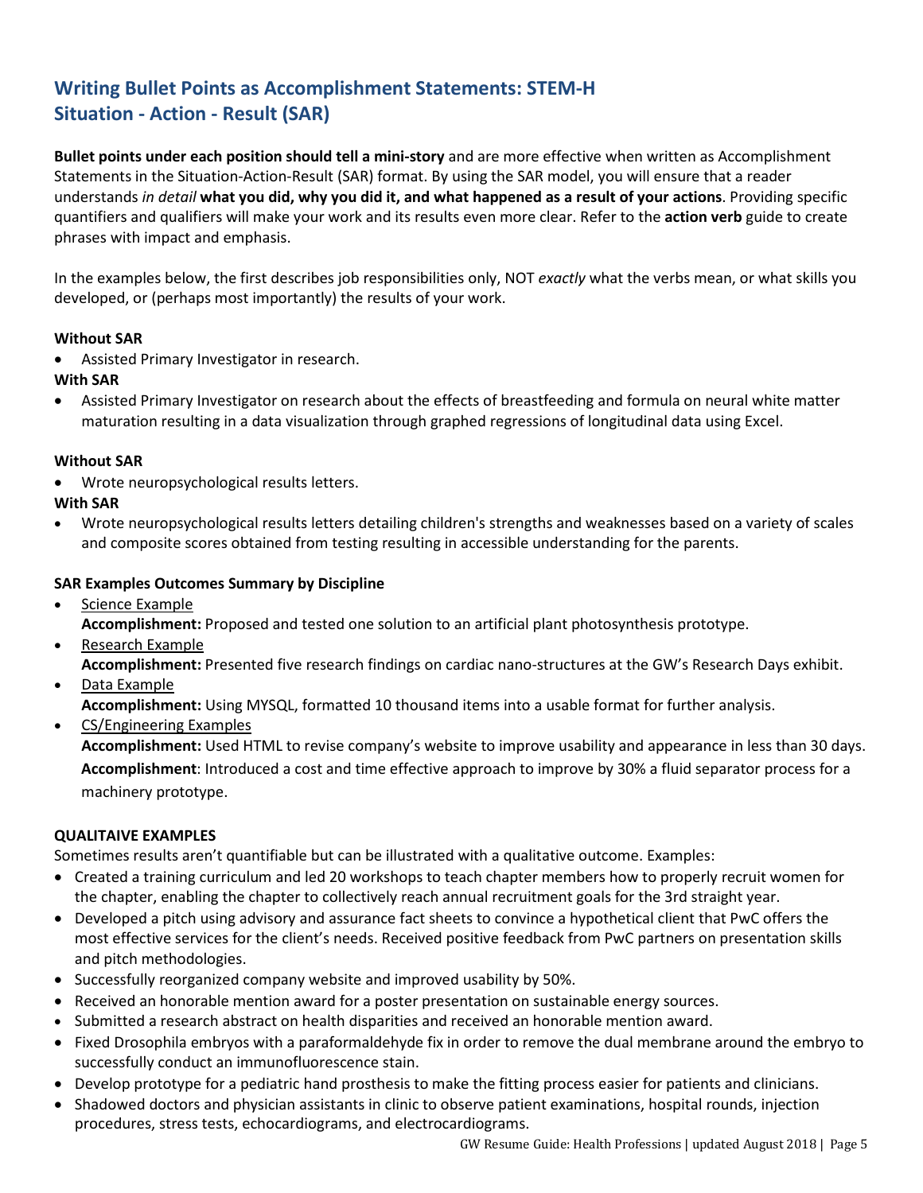## Writing Bullet Points as Accomplishment Statements: STEM-H
## Situation - Action - Result (SAR)

**Bullet points under each position should tell a mini-story** and are more effective when written as Accomplishment Statements in the Situation-Action-Result (SAR) format. By using the SAR model, you will ensure that a reader understands *in detail* **what you did, why you did it, and what happened as a result of your actions**. Providing specific quantifiers and qualifiers will make your work and its results even more clear. Refer to the **action verb** guide to create phrases with impact and emphasis.

In the examples below, the first describes job responsibilities only, NOT *exactly* what the verbs mean, or what skills you developed, or (perhaps most importantly) the results of your work.

**Without SAR**

- Assisted Primary Investigator in research.

**With SAR**

- Assisted Primary Investigator on research about the effects of breastfeeding and formula on neural white matter maturation resulting in a data visualization through graphed regressions of longitudinal data using Excel.

**Without SAR**

- Wrote neuropsychological results letters.

**With SAR**

- Wrote neuropsychological results letters detailing children's strengths and weaknesses based on a variety of scales and composite scores obtained from testing resulting in accessible understanding for the parents.

**SAR Examples Outcomes Summary by Discipline**

- Science Example
  **Accomplishment:** Proposed and tested one solution to an artificial plant photosynthesis prototype.
- Research Example
  **Accomplishment:** Presented five research findings on cardiac nano-structures at the GW's Research Days exhibit.
- Data Example
  **Accomplishment:** Using MYSQL, formatted 10 thousand items into a usable format for further analysis.
- CS/Engineering Examples
  **Accomplishment:** Used HTML to revise company's website to improve usability and appearance in less than 30 days.
  **Accomplishment**: Introduced a cost and time effective approach to improve by 30% a fluid separator process for a machinery prototype.

**QUALITAIVE EXAMPLES**

Sometimes results aren't quantifiable but can be illustrated with a qualitative outcome. Examples:

- Created a training curriculum and led 20 workshops to teach chapter members how to properly recruit women for the chapter, enabling the chapter to collectively reach annual recruitment goals for the 3rd straight year.
- Developed a pitch using advisory and assurance fact sheets to convince a hypothetical client that PwC offers the most effective services for the client's needs. Received positive feedback from PwC partners on presentation skills and pitch methodologies.
- Successfully reorganized company website and improved usability by 50%.
- Received an honorable mention award for a poster presentation on sustainable energy sources.
- Submitted a research abstract on health disparities and received an honorable mention award.
- Fixed Drosophila embryos with a paraformaldehyde fix in order to remove the dual membrane around the embryo to successfully conduct an immunofluorescence stain.
- Develop prototype for a pediatric hand prosthesis to make the fitting process easier for patients and clinicians.
- Shadowed doctors and physician assistants in clinic to observe patient examinations, hospital rounds, injection procedures, stress tests, echocardiograms, and electrocardiograms.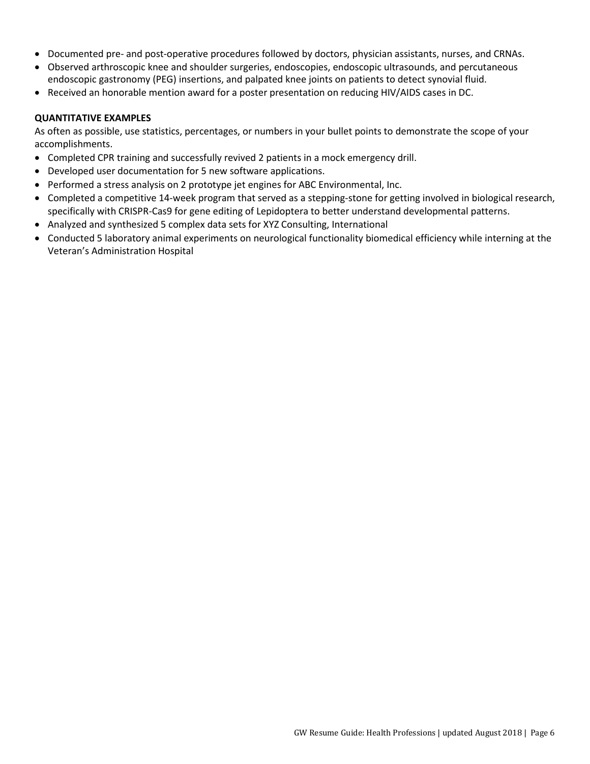- Documented pre- and post-operative procedures followed by doctors, physician assistants, nurses, and CRNAs.
- Observed arthroscopic knee and shoulder surgeries, endoscopies, endoscopic ultrasounds, and percutaneous endoscopic gastronomy (PEG) insertions, and palpated knee joints on patients to detect synovial fluid.
- Received an honorable mention award for a poster presentation on reducing HIV/AIDS cases in DC.

**QUANTITATIVE EXAMPLES**

As often as possible, use statistics, percentages, or numbers in your bullet points to demonstrate the scope of your accomplishments.

- Completed CPR training and successfully revived 2 patients in a mock emergency drill.
- Developed user documentation for 5 new software applications.
- Performed a stress analysis on 2 prototype jet engines for ABC Environmental, Inc.
- Completed a competitive 14-week program that served as a stepping-stone for getting involved in biological research, specifically with CRISPR-Cas9 for gene editing of Lepidoptera to better understand developmental patterns.
- Analyzed and synthesized 5 complex data sets for XYZ Consulting, International
- Conducted 5 laboratory animal experiments on neurological functionality biomedical efficiency while interning at the Veteran's Administration Hospital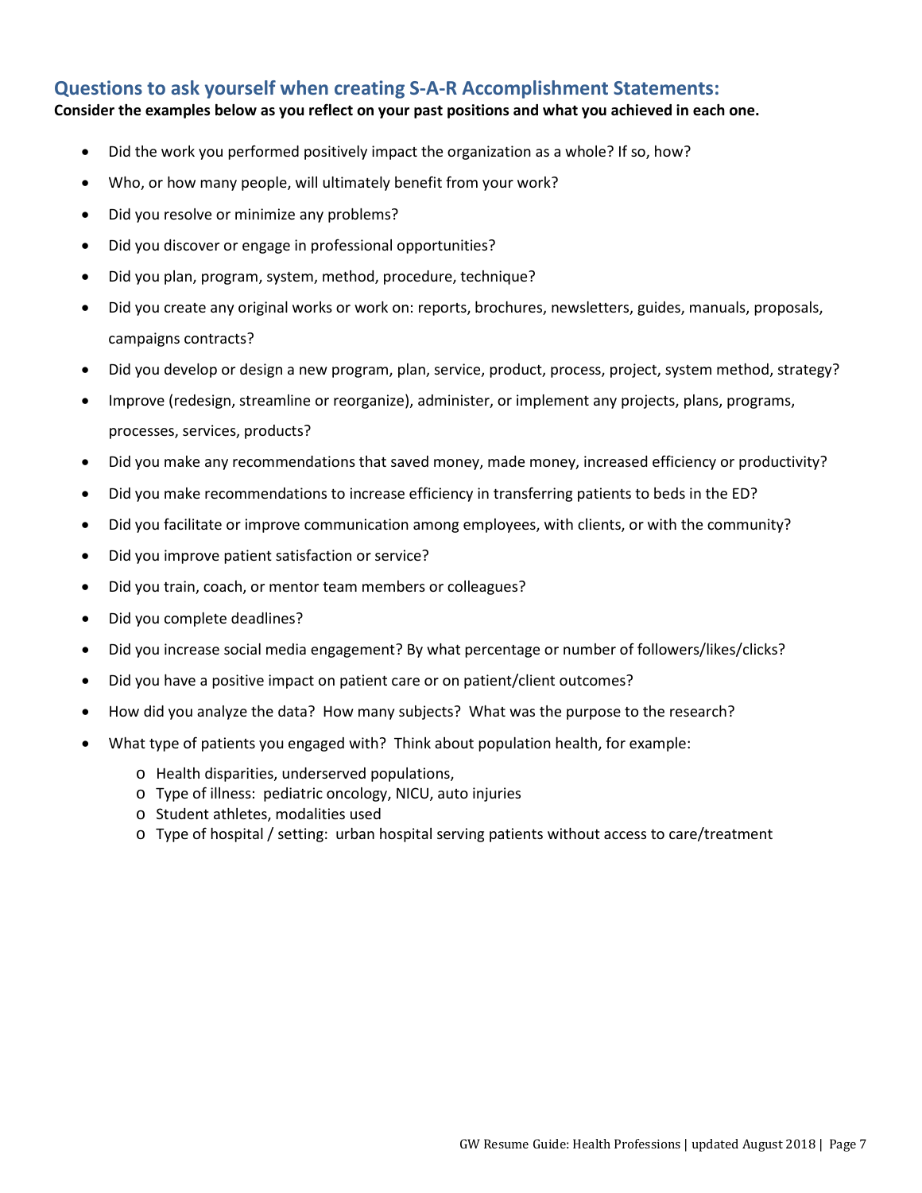## Questions to ask yourself when creating S-A-R Accomplishment Statements:

**Consider the examples below as you reflect on your past positions and what you achieved in each one.**

- Did the work you performed positively impact the organization as a whole? If so, how?
- Who, or how many people, will ultimately benefit from your work?
- Did you resolve or minimize any problems?
- Did you discover or engage in professional opportunities?
- Did you plan, program, system, method, procedure, technique?
- Did you create any original works or work on: reports, brochures, newsletters, guides, manuals, proposals, campaigns contracts?
- Did you develop or design a new program, plan, service, product, process, project, system method, strategy?
- Improve (redesign, streamline or reorganize), administer, or implement any projects, plans, programs, processes, services, products?
- Did you make any recommendations that saved money, made money, increased efficiency or productivity?
- Did you make recommendations to increase efficiency in transferring patients to beds in the ED?
- Did you facilitate or improve communication among employees, with clients, or with the community?
- Did you improve patient satisfaction or service?
- Did you train, coach, or mentor team members or colleagues?
- Did you complete deadlines?
- Did you increase social media engagement? By what percentage or number of followers/likes/clicks?
- Did you have a positive impact on patient care or on patient/client outcomes?
- How did you analyze the data? How many subjects? What was the purpose to the research?
- What type of patients you engaged with? Think about population health, for example:
  - Health disparities, underserved populations,
  - Type of illness: pediatric oncology, NICU, auto injuries
  - Student athletes, modalities used
  - Type of hospital / setting: urban hospital serving patients without access to care/treatment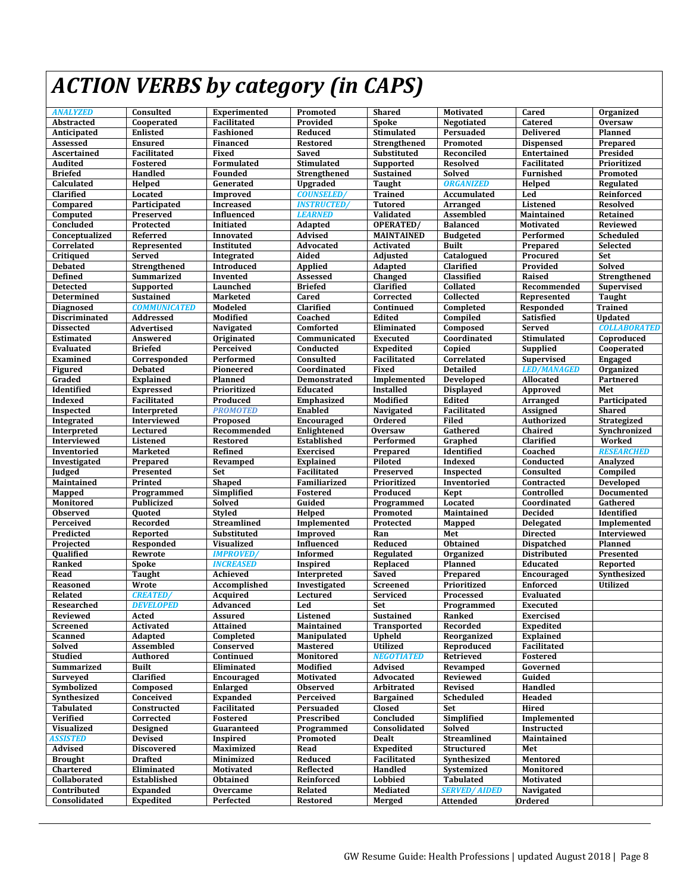# *ACTION VERBS by category (in CAPS)*

| ***ANALYZED*** | Consulted | Experimented | Promoted | Shared | Motivated | Cared | Organized |
|---|---|---|---|---|---|---|---|
| Abstracted | Cooperated | Facilitated | Provided | Spoke | Negotiated | Catered | Oversaw |
| Anticipated | Enlisted | Fashioned | Reduced | Stimulated | Persuaded | Delivered | Planned |
| Assessed | Ensured | Financed | Restored | Strengthened | Promoted | Dispensed | Prepared |
| Ascertained | Facilitated | Fixed | Saved | Substituted | Reconciled | Entertained | Presided |
| Audited | Fostered | Formulated | Stimulated | Supported | Resolved | Facilitated | Prioritized |
| Briefed | Handled | Founded | Strengthened | Sustained | Solved | Furnished | Promoted |
| Calculated | Helped | Generated | Upgraded | Taught | ***ORGANIZED*** | Helped | Regulated |
| Clarified | Located | Improved | ***COUNSELED/*** | Trained | Accumulated | Led | Reinforced |
| Compared | Participated | Increased | ***INSTRUCTED/*** | Tutored | Arranged | Listened | Resolved |
| Computed | Preserved | Influenced | ***LEARNED*** | Validated | Assembled | Maintained | Retained |
| Concluded | Protected | Initiated | Adapted | OPERATED/ | Balanced | Motivated | Reviewed |
| Conceptualized | Referred | Innovated | Advised | MAINTAINED | Budgeted | Performed | Scheduled |
| Correlated | Represented | Instituted | Advocated | Activated | Built | Prepared | Selected |
| Critiqued | Served | Integrated | Aided | Adjusted | Catalogued | Procured | Set |
| Debated | Strengthened | Introduced | Applied | Adapted | Clarified | Provided | Solved |
| Defined | Summarized | Invented | Assessed | Changed | Classified | Raised | Strengthened |
| Detected | Supported | Launched | Briefed | Clarified | Collated | Recommended | Supervised |
| Determined | Sustained | Marketed | Cared | Corrected | Collected | Represented | Taught |
| Diagnosed | ***COMMUNICATED*** | Modeled | Clarified | Continued | Completed | Responded | Trained |
| Discriminated | Addressed | Modified | Coached | Edited | Compiled | Satisfied | Updated |
| Dissected | Advertised | Navigated | Comforted | Eliminated | Composed | Served | ***COLLABORATED*** |
| Estimated | Answered | Originated | Communicated | Executed | Coordinated | Stimulated | Coproduced |
| Evaluated | Briefed | Perceived | Conducted | Expedited | Copied | Supplied | Cooperated |
| Examined | Corresponded | Performed | Consulted | Facilitated | Correlated | Supervised | Engaged |
| Figured | Debated | Pioneered | Coordinated | Fixed | Detailed | ***LED/MANAGED*** | Organized |
| Graded | Explained | Planned | Demonstrated | Implemented | Developed | Allocated | Partnered |
| Identified | Expressed | Prioritized | Educated | Installed | Displayed | Approved | Met |
| Indexed | Facilitated | Produced | Emphasized | Modified | Edited | Arranged | Participated |
| Inspected | Interpreted | ***PROMOTED*** | Enabled | Navigated | Facilitated | Assigned | Shared |
| Integrated | Interviewed | Proposed | Encouraged | Ordered | Filed | Authorized | Strategized |
| Interpreted | Lectured | Recommended | Enlightened | Oversaw | Gathered | Chaired | Synchronized |
| Interviewed | Listened | Restored | Established | Performed | Graphed | Clarified | Worked |
| Inventoried | Marketed | Refined | Exercised | Prepared | Identified | Coached | ***RESEARCHED*** |
| Investigated | Prepared | Revamped | Explained | Piloted | Indexed | Conducted | Analyzed |
| Judged | Presented | Set | Facilitated | Preserved | Inspected | Consulted | Compiled |
| Maintained | Printed | Shaped | Familiarized | Prioritized | Inventoried | Contracted | Developed |
| Mapped | Programmed | Simplified | Fostered | Produced | Kept | Controlled | Documented |
| Monitored | Publicized | Solved | Guided | Programmed | Located | Coordinated | Gathered |
| Observed | Quoted | Styled | Helped | Promoted | Maintained | Decided | Identified |
| Perceived | Recorded | Streamlined | Implemented | Protected | Mapped | Delegated | Implemented |
| Predicted | Reported | Substituted | Improved | Ran | Met | Directed | Interviewed |
| Projected | Responded | Visualized | Influenced | Reduced | Obtained | Dispatched | Planned |
| Qualified | Rewrote | ***IMPROVED/*** | Informed | Regulated | Organized | Distributed | Presented |
| Ranked | Spoke | ***INCREASED*** | Inspired | Replaced | Planned | Educated | Reported |
| Read | Taught | Achieved | Interpreted | Saved | Prepared | Encouraged | Synthesized |
| Reasoned | Wrote | Accomplished | Investigated | Screened | Prioritized | Enforced | Utilized |
| Related | ***CREATED/*** | Acquired | Lectured | Serviced | Processed | Evaluated | |
| Researched | ***DEVELOPED*** | Advanced | Led | Set | Programmed | Executed | |
| Reviewed | Acted | Assured | Listened | Sustained | Ranked | Exercised | |
| Screened | Activated | Attained | Maintained | Transported | Recorded | Expedited | |
| Scanned | Adapted | Completed | Manipulated | Upheld | Reorganized | Explained | |
| Solved | Assembled | Conserved | Mastered | Utilized | Reproduced | Facilitated | |
| Studied | Authored | Continued | Monitored | ***NEGOTIATED*** | Retrieved | Fostered | |
| Summarized | Built | Eliminated | Modified | Advised | Revamped | Governed | |
| Surveyed | Clarified | Encouraged | Motivated | Advocated | Reviewed | Guided | |
| Symbolized | Composed | Enlarged | Observed | Arbitrated | Revised | Handled | |
| Synthesized | Conceived | Expanded | Perceived | Bargained | Scheduled | Headed | |
| Tabulated | Constructed | Facilitated | Persuaded | Closed | Set | Hired | |
| Verified | Corrected | Fostered | Prescribed | Concluded | Simplified | Implemented | |
| Visualized | Designed | Guaranteed | Programmed | Consolidated | Solved | Instructed | |
| ***ASSISTED*** | Devised | Inspired | Promoted | Dealt | Streamlined | Maintained | |
| Advised | Discovered | Maximized | Read | Expedited | Structured | Met | |
| Brought | Drafted | Minimized | Reduced | Facilitated | Synthesized | Mentored | |
| Chartered | Eliminated | Motivated | Reflected | Handled | Systemized | Monitored | |
| Collaborated | Established | Obtained | Reinforced | Lobbied | Tabulated | Motivated | |
| Contributed | Expanded | Overcame | Related | Mediated | ***SERVED/AIDED*** | Navigated | |
| Consolidated | Expedited | Perfected | Restored | Merged | Attended | Ordered | |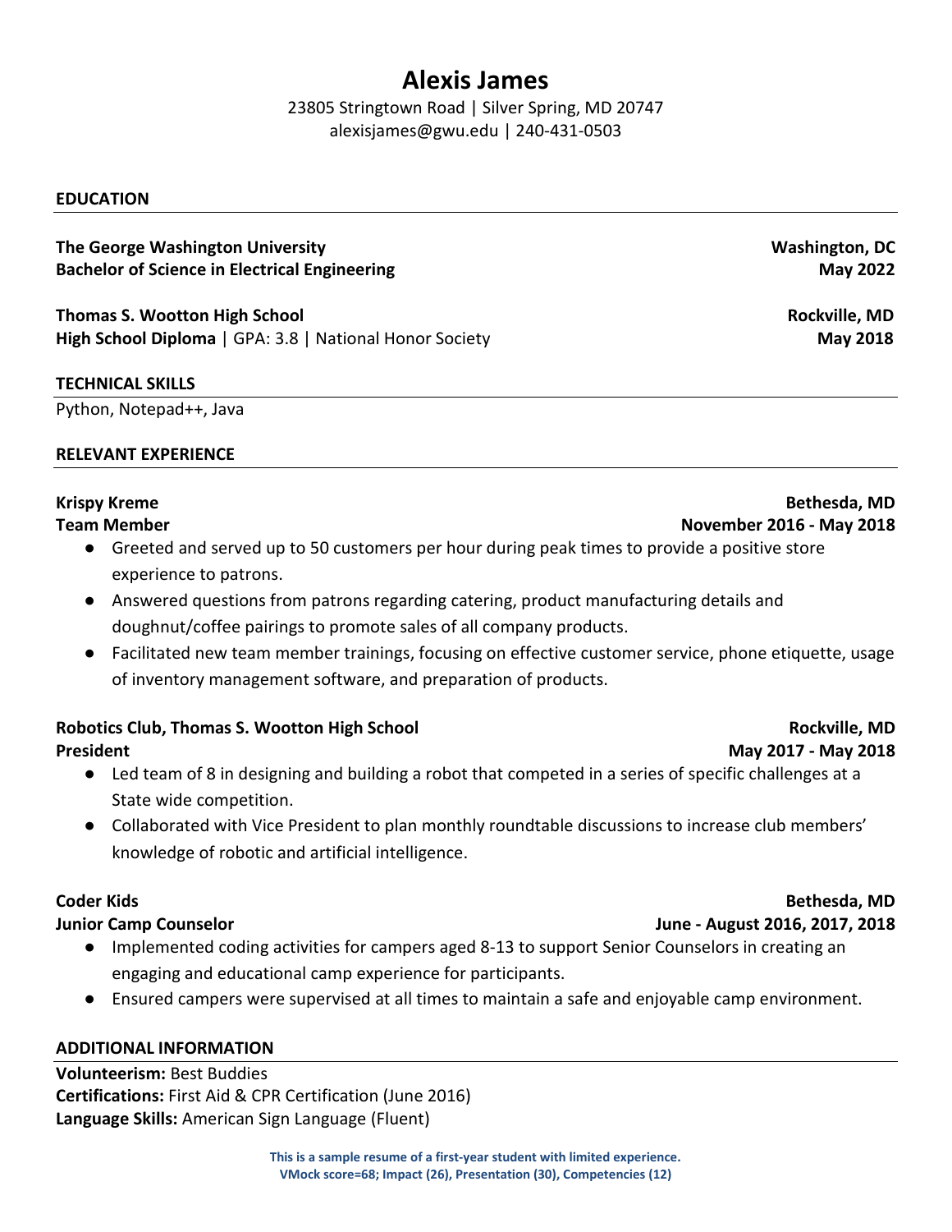# Alexis James

23805 Stringtown Road | Silver Spring, MD 20747
alexisjames@gwu.edu | 240-431-0503

## EDUCATION

**The George Washington University** — **Washington, DC**
**Bachelor of Science in Electrical Engineering** — **May 2022**

**Thomas S. Wootton High School** — **Rockville, MD**
**High School Diploma** | GPA: 3.8 | National Honor Society — **May 2018**

## TECHNICAL SKILLS

Python, Notepad++, Java

## RELEVANT EXPERIENCE

**Krispy Kreme** — **Bethesda, MD**
**Team Member** — **November 2016 - May 2018**

- Greeted and served up to 50 customers per hour during peak times to provide a positive store experience to patrons.
- Answered questions from patrons regarding catering, product manufacturing details and doughnut/coffee pairings to promote sales of all company products.
- Facilitated new team member trainings, focusing on effective customer service, phone etiquette, usage of inventory management software, and preparation of products.

**Robotics Club, Thomas S. Wootton High School** — **Rockville, MD**
**President** — **May 2017 - May 2018**

- Led team of 8 in designing and building a robot that competed in a series of specific challenges at a State wide competition.
- Collaborated with Vice President to plan monthly roundtable discussions to increase club members' knowledge of robotic and artificial intelligence.

**Coder Kids** — **Bethesda, MD**
**Junior Camp Counselor** — **June - August 2016, 2017, 2018**

- Implemented coding activities for campers aged 8-13 to support Senior Counselors in creating an engaging and educational camp experience for participants.
- Ensured campers were supervised at all times to maintain a safe and enjoyable camp environment.

## ADDITIONAL INFORMATION

**Volunteerism:** Best Buddies
**Certifications:** First Aid & CPR Certification (June 2016)
**Language Skills:** American Sign Language (Fluent)

**This is a sample resume of a first-year student with limited experience.**
**VMock score=68; Impact (26), Presentation (30), Competencies (12)**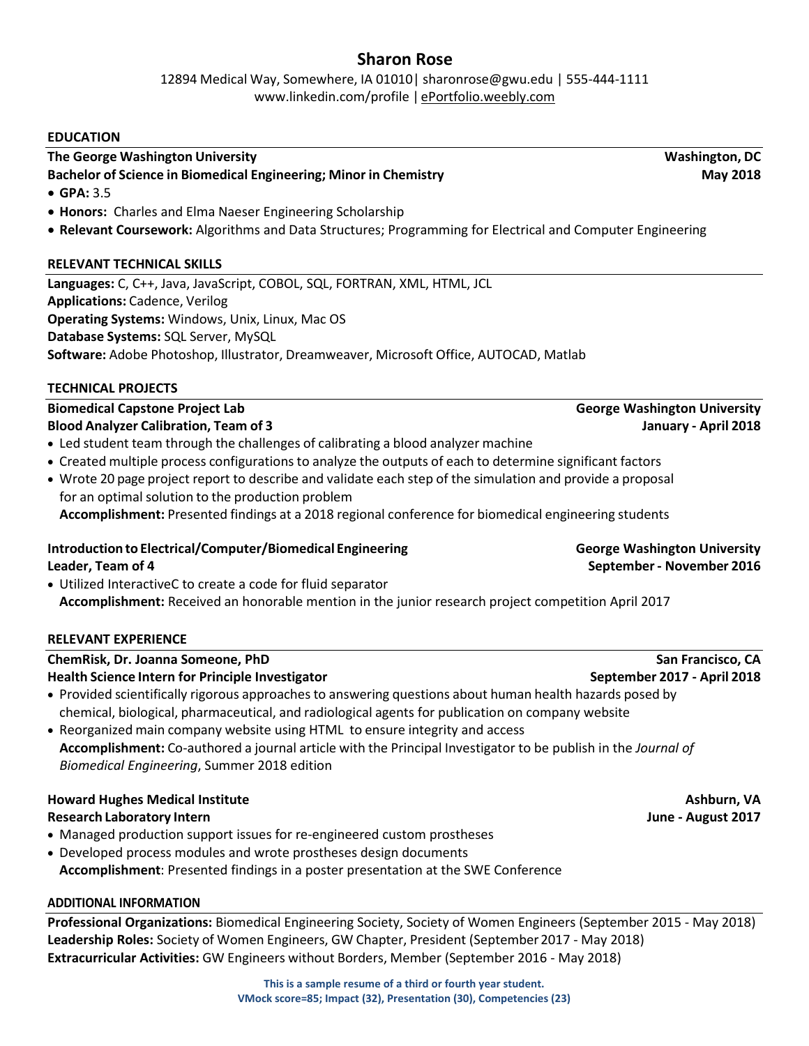# Sharon Rose

12894 Medical Way, Somewhere, IA 01010| sharonrose@gwu.edu | 555-444-1111
www.linkedin.com/profile | ePortfolio.weebly.com

## EDUCATION

**The George Washington University** — **Washington, DC**
**Bachelor of Science in Biomedical Engineering; Minor in Chemistry** — **May 2018**

- **GPA:** 3.5
- **Honors:** Charles and Elma Naeser Engineering Scholarship
- **Relevant Coursework:** Algorithms and Data Structures; Programming for Electrical and Computer Engineering

## RELEVANT TECHNICAL SKILLS

**Languages:** C, C++, Java, JavaScript, COBOL, SQL, FORTRAN, XML, HTML, JCL
**Applications:** Cadence, Verilog
**Operating Systems:** Windows, Unix, Linux, Mac OS
**Database Systems:** SQL Server, MySQL
**Software:** Adobe Photoshop, Illustrator, Dreamweaver, Microsoft Office, AUTOCAD, Matlab

## TECHNICAL PROJECTS

**Biomedical Capstone Project Lab** — **George Washington University**
**Blood Analyzer Calibration, Team of 3** — **January - April 2018**

- Led student team through the challenges of calibrating a blood analyzer machine
- Created multiple process configurations to analyze the outputs of each to determine significant factors
- Wrote 20 page project report to describe and validate each step of the simulation and provide a proposal for an optimal solution to the production problem

**Accomplishment:** Presented findings at a 2018 regional conference for biomedical engineering students

**Introduction to Electrical/Computer/Biomedical Engineering** — **George Washington University**
**Leader, Team of 4** — **September - November 2016**

- Utilized InteractiveC to create a code for fluid separator

**Accomplishment:** Received an honorable mention in the junior research project competition April 2017

## RELEVANT EXPERIENCE

**ChemRisk, Dr. Joanna Someone, PhD** — **San Francisco, CA**
**Health Science Intern for Principle Investigator** — **September 2017 - April 2018**

- Provided scientifically rigorous approaches to answering questions about human health hazards posed by chemical, biological, pharmaceutical, and radiological agents for publication on company website
- Reorganized main company website using HTML to ensure integrity and access

**Accomplishment:** Co-authored a journal article with the Principal Investigator to be publish in the *Journal of Biomedical Engineering*, Summer 2018 edition

**Howard Hughes Medical Institute** — **Ashburn, VA**
**Research Laboratory Intern** — **June - August 2017**

- Managed production support issues for re-engineered custom prostheses
- Developed process modules and wrote prostheses design documents

**Accomplishment**: Presented findings in a poster presentation at the SWE Conference

## ADDITIONAL INFORMATION

**Professional Organizations:** Biomedical Engineering Society, Society of Women Engineers (September 2015 - May 2018)
**Leadership Roles:** Society of Women Engineers, GW Chapter, President (September 2017 - May 2018)
**Extracurricular Activities:** GW Engineers without Borders, Member (September 2016 - May 2018)

**This is a sample resume of a third or fourth year student.**
**VMock score=85; Impact (32), Presentation (30), Competencies (23)**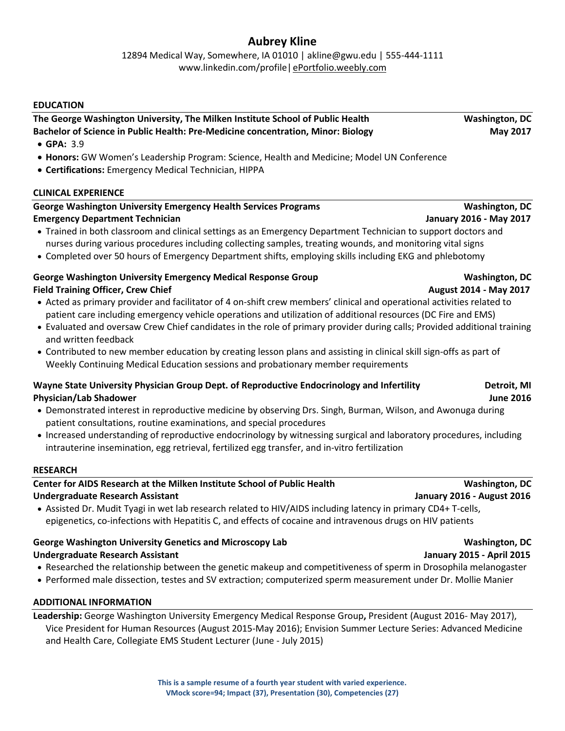# Aubrey Kline

12894 Medical Way, Somewhere, IA 01010 | akline@gwu.edu | 555-444-1111
www.linkedin.com/profile| ePortfolio.weebly.com

## EDUCATION

**The George Washington University, The Milken Institute School of Public Health** — **Washington, DC**
**Bachelor of Science in Public Health: Pre-Medicine concentration, Minor: Biology** — **May 2017**

- **GPA:** 3.9
- **Honors:** GW Women's Leadership Program: Science, Health and Medicine; Model UN Conference
- **Certifications:** Emergency Medical Technician, HIPPA

## CLINICAL EXPERIENCE

**George Washington University Emergency Health Services Programs** — **Washington, DC**
**Emergency Department Technician** — **January 2016 - May 2017**

- Trained in both classroom and clinical settings as an Emergency Department Technician to support doctors and nurses during various procedures including collecting samples, treating wounds, and monitoring vital signs
- Completed over 50 hours of Emergency Department shifts, employing skills including EKG and phlebotomy

**George Washington University Emergency Medical Response Group** — **Washington, DC**
**Field Training Officer, Crew Chief** — **August 2014 - May 2017**

- Acted as primary provider and facilitator of 4 on-shift crew members' clinical and operational activities related to patient care including emergency vehicle operations and utilization of additional resources (DC Fire and EMS)
- Evaluated and oversaw Crew Chief candidates in the role of primary provider during calls; Provided additional training and written feedback
- Contributed to new member education by creating lesson plans and assisting in clinical skill sign-offs as part of Weekly Continuing Medical Education sessions and probationary member requirements

**Wayne State University Physician Group Dept. of Reproductive Endocrinology and Infertility** — **Detroit, MI**
**Physician/Lab Shadower** — **June 2016**

- Demonstrated interest in reproductive medicine by observing Drs. Singh, Burman, Wilson, and Awonuga during patient consultations, routine examinations, and special procedures
- Increased understanding of reproductive endocrinology by witnessing surgical and laboratory procedures, including intrauterine insemination, egg retrieval, fertilized egg transfer, and in-vitro fertilization

## RESEARCH

**Center for AIDS Research at the Milken Institute School of Public Health** — **Washington, DC**
**Undergraduate Research Assistant** — **January 2016 - August 2016**

- Assisted Dr. Mudit Tyagi in wet lab research related to HIV/AIDS including latency in primary CD4+ T-cells, epigenetics, co-infections with Hepatitis C, and effects of cocaine and intravenous drugs on HIV patients

**George Washington University Genetics and Microscopy Lab** — **Washington, DC**
**Undergraduate Research Assistant** — **January 2015 - April 2015**

- Researched the relationship between the genetic makeup and competitiveness of sperm in Drosophila melanogaster
- Performed male dissection, testes and SV extraction; computerized sperm measurement under Dr. Mollie Manier

## ADDITIONAL INFORMATION

**Leadership:** George Washington University Emergency Medical Response Group**,** President (August 2016- May 2017), Vice President for Human Resources (August 2015-May 2016); Envision Summer Lecture Series: Advanced Medicine and Health Care, Collegiate EMS Student Lecturer (June - July 2015)

**This is a sample resume of a fourth year student with varied experience.**
**VMock score=94; Impact (37), Presentation (30), Competencies (27)**